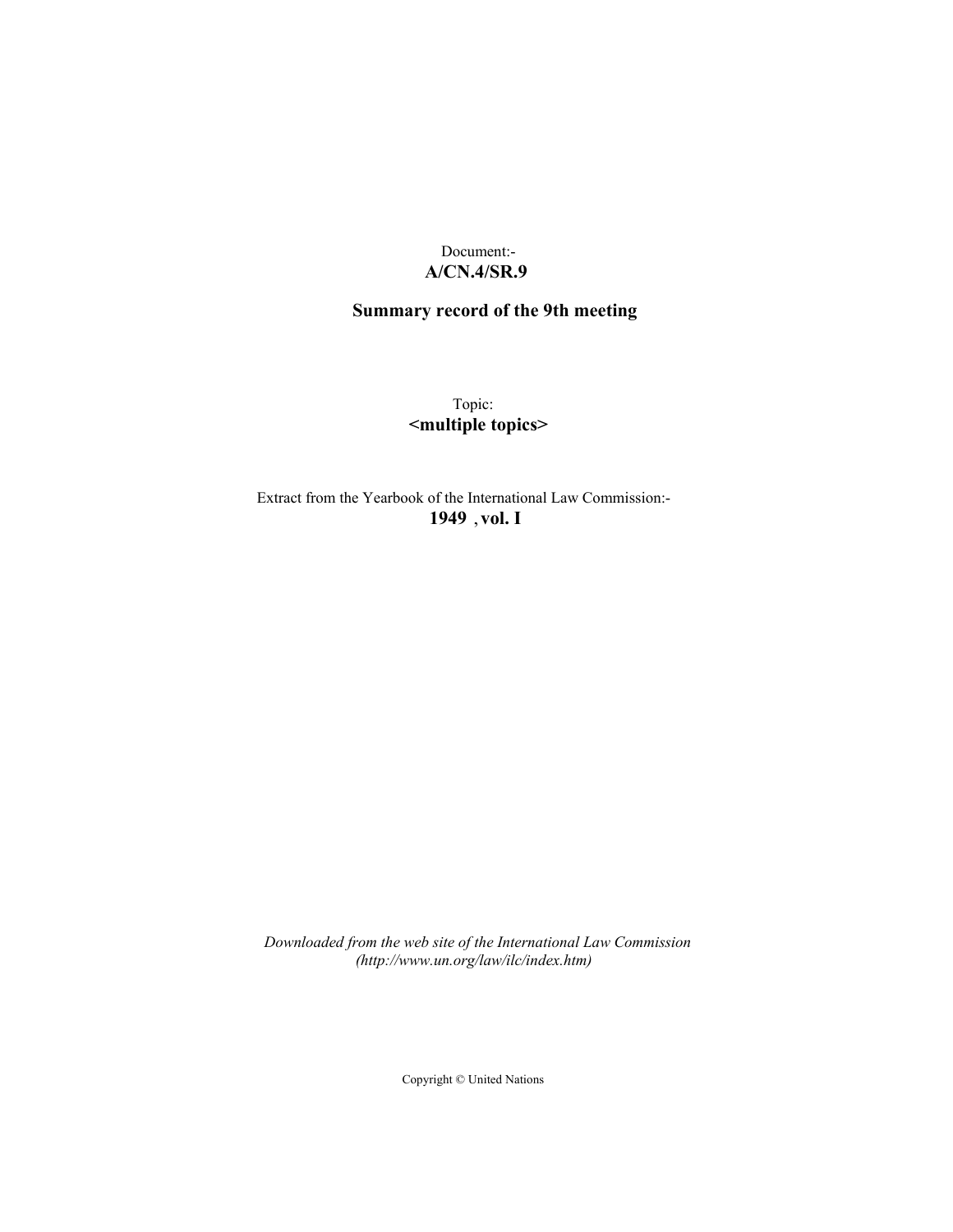Document:-
**A/CN.4/SR.9**

**Summary record of the 9th meeting**

Topic:
**<multiple topics>**

Extract from the Yearbook of the International Law Commission:-
**1949 , vol. I**

*Downloaded from the web site of the International Law Commission*
*(http://www.un.org/law/ilc/index.htm)*

Copyright © United Nations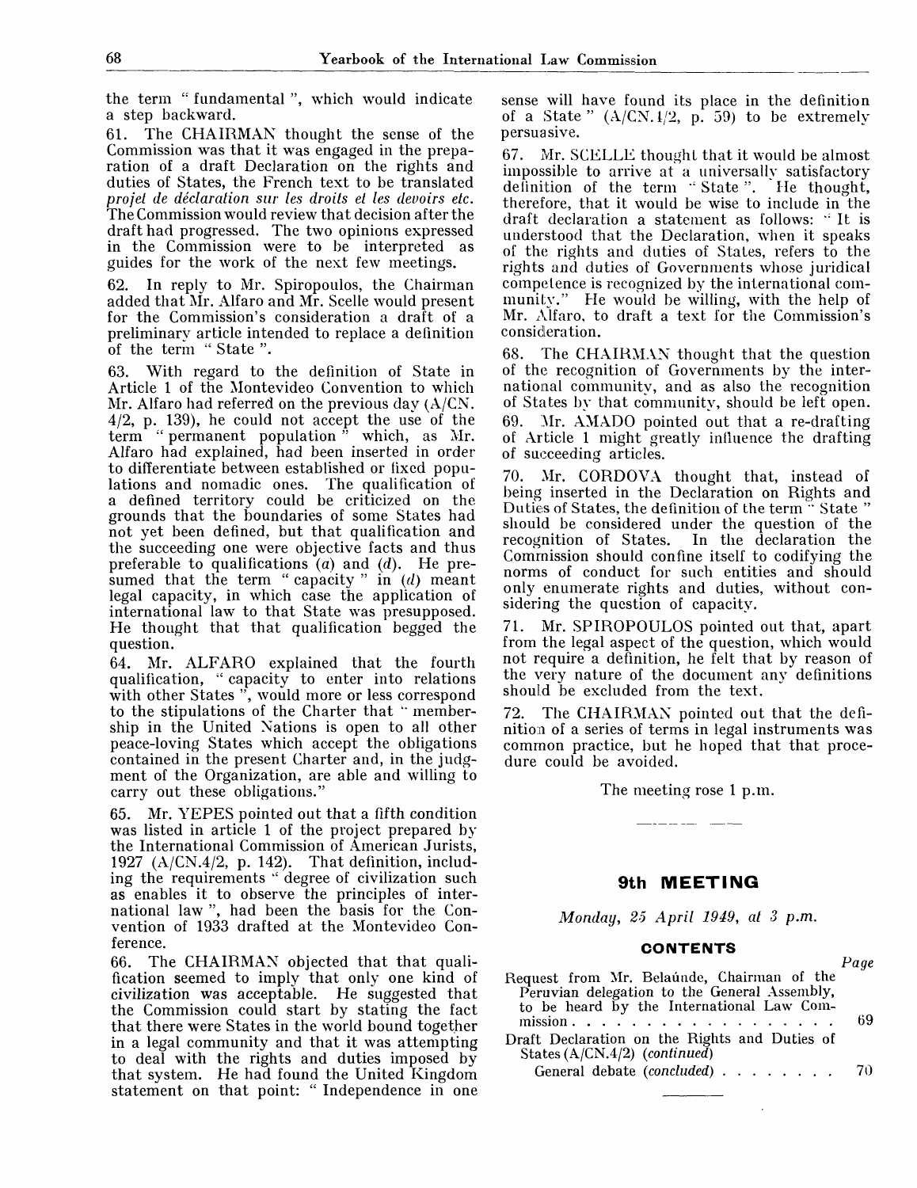the term " fundamental ", which would indicate a step backward.

61. The CHAIRMAN thought the sense of the Commission was that it was engaged in the preparation of a draft Declaration on the rights and duties of States, the French text to be translated *projet de déclaration sur les droits et les devoirs etc.* The Commission would review that decision after the draft had progressed. The two opinions expressed in the Commission were to be interpreted as guides for the work of the next few meetings.

62. In reply to Mr. Spiropoulos, the Chairman added that Mr. Alfaro and Mr. Scelle would present for the Commission's consideration a draft of a preliminary article intended to replace a definition of the term " State ".

63. With regard to the definition of State in Article 1 of the Montevideo Convention to which Mr. Alfaro had referred on the previous day (A/CN. 4/2, p. 139), he could not accept the use of the term " permanent population " which, as Mr. Alfaro had explained, had been inserted in order to differentiate between established or fixed populations and nomadic ones. The qualification of a defined territory could be criticized on the grounds that the boundaries of some States had not yet been defined, but that qualification and the succeeding one were objective facts and thus preferable to qualifications (*a*) and (*d*). He presumed that the term " capacity " in (*d*) meant legal capacity, in which case the application of international law to that State was presupposed. He thought that that qualification begged the question.

64. Mr. ALFARO explained that the fourth qualification, " capacity to enter into relations with other States ", would more or less correspond to the stipulations of the Charter that " membership in the United Nations is open to all other peace-loving States which accept the obligations contained in the present Charter and, in the judgment of the Organization, are able and willing to carry out these obligations."

65. Mr. YEPES pointed out that a fifth condition was listed in article 1 of the project prepared by the International Commission of American Jurists, 1927 (A/CN.4/2, p. 142). That definition, including the requirements " degree of civilization such as enables it to observe the principles of international law ", had been the basis for the Convention of 1933 drafted at the Montevideo Conference.

66. The CHAIRMAN objected that that qualification seemed to imply that only one kind of civilization was acceptable. He suggested that the Commission could start by stating the fact that there were States in the world bound together in a legal community and that it was attempting to deal with the rights and duties imposed by that system. He had found the United Kingdom statement on that point: " Independence in one sense will have found its place in the definition of a State " (A/CN.4/2, p. 59) to be extremely persuasive.

67. Mr. SCELLE thought that it would be almost impossible to arrive at a universally satisfactory definition of the term " State ". He thought, therefore, that it would be wise to include in the draft declaration a statement as follows: " It is understood that the Declaration, when it speaks of the rights and duties of States, refers to the rights and duties of Governments whose juridical competence is recognized by the international community." He would be willing, with the help of Mr. Alfaro, to draft a text for the Commission's consideration.

68. The CHAIRMAN thought that the question of the recognition of Governments by the international community, and as also the recognition of States by that community, should be left open.

69. Mr. AMADO pointed out that a re-drafting of Article 1 might greatly influence the drafting of succeeding articles.

70. Mr. CORDOVA thought that, instead of being inserted in the Declaration on Rights and Duties of States, the definition of the term " State " should be considered under the question of the recognition of States. In the declaration the Commission should confine itself to codifying the norms of conduct for such entities and should only enumerate rights and duties, without considering the question of capacity.

71. Mr. SPIROPOULOS pointed out that, apart from the legal aspect of the question, which would not require a definition, he felt that by reason of the very nature of the document any definitions should be excluded from the text.

72. The CHAIRMAN pointed out that the definition of a series of terms in legal instruments was common practice, but he hoped that that procedure could be avoided.

The meeting rose 1 p.m.

## 9th MEETING

*Monday, 25 April 1949, at 3 p.m.*

### CONTENTS

| | Page |
|---|---|
| Request from Mr. Belaúnde, Chairman of the Peruvian delegation to the General Assembly, to be heard by the International Law Commission | 69 |
| Draft Declaration on the Rights and Duties of States (A/CN.4/2) (*continued*) | |
| General debate (*concluded*) | 70 |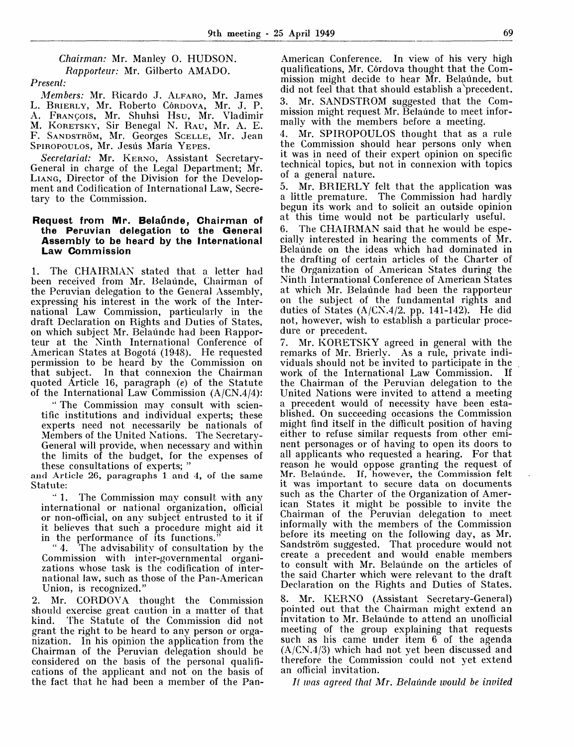*Chairman:* Mr. Manley O. HUDSON.
*Rapporteur:* Mr. Gilberto AMADO.

*Present:*

*Members:* Mr. Ricardo J. ALFARO, Mr. James L. BRIERLY, Mr. Roberto CÓRDOVA, Mr. J. P. A. FRANÇOIS, Mr. Shuhsi HSU, Mr. Vladimir M. KORETSKY, Sir Benegal N. RAU, Mr. A. E. F. SANDSTRÖM, Mr. Georges SCELLE, Mr. Jean SPIROPOULOS, Mr. Jesús María YEPES.

*Secretariat:* Mr. KERNO, Assistant Secretary-General in charge of the Legal Department; Mr. LIANG, Director of the Division for the Development and Codification of International Law, Secretary to the Commission.

## Request from Mr. Belaúnde, Chairman of the Peruvian delegation to the General Assembly to be heard by the International Law Commission

1. The CHAIRMAN stated that a letter had been received from Mr. Belaúnde, Chairman of the Peruvian delegation to the General Assembly, expressing his interest in the work of the International Law Commission, particularly in the draft Declaration on Rights and Duties of States, on which subject Mr. Belaúnde had been Rapporteur at the Ninth International Conference of American States at Bogotá (1948). He requested permission to be heard by the Commission on that subject. In that connexion the Chairman quoted Article 16, paragraph (*e*) of the Statute of the International Law Commission (A/CN.4/4):

> "The Commission may consult with scientific institutions and individual experts; these experts need not necessarily be nationals of Members of the United Nations. The Secretary-General will provide, when necessary and within the limits of the budget, for the expenses of these consultations of experts;"

and Article 26, paragraphs 1 and 4, of the same Statute:

> "1. The Commission may consult with any international or national organization, official or non-official, on any subject entrusted to it if it believes that such a procedure might aid it in the performance of its functions."
>
> "4. The advisability of consultation by the Commission with inter-governmental organizations whose task is the codification of international law, such as those of the Pan-American Union, is recognized."

2. Mr. CORDOVA thought the Commission should exercise great caution in a matter of that kind. The Statute of the Commission did not grant the right to be heard to any person or organization. In his opinion the application from the Chairman of the Peruvian delegation should be considered on the basis of the personal qualifications of the applicant and not on the basis of the fact that he had been a member of the Pan-American Conference. In view of his very high qualifications, Mr. Córdova thought that the Commission might decide to hear Mr. Belaúnde, but did not feel that that should establish a precedent.

3. Mr. SANDSTROM suggested that the Commission might request Mr. Belaúnde to meet informally with the members before a meeting.

4. Mr. SPIROPOULOS thought that as a rule the Commission should hear persons only when it was in need of their expert opinion on specific technical topics, but not in connexion with topics of a general nature.

5. Mr. BRIERLY felt that the application was a little premature. The Commission had hardly begun its work and to solicit an outside opinion at this time would not be particularly useful.

6. The CHAIRMAN said that he would be especially interested in hearing the comments of Mr. Belaúnde on the ideas which had dominated in the drafting of certain articles of the Charter of the Organization of American States during the Ninth International Conference of American States at which Mr. Belaúnde had been the rapporteur on the subject of the fundamental rights and duties of States (A/CN.4/2. pp. 141-142). He did not, however, wish to establish a particular procedure or precedent.

7. Mr. KORETSKY agreed in general with the remarks of Mr. Brierly. As a rule, private individuals should not be invited to participate in the work of the International Law Commission. If the Chairman of the Peruvian delegation to the United Nations were invited to attend a meeting a precedent would of necessity have been established. On succeeding occasions the Commission might find itself in the difficult position of having either to refuse similar requests from other eminent personages or of having to open its doors to all applicants who requested a hearing. For that reason he would oppose granting the request of Mr. Belaúnde. If, however, the Commission felt it was important to secure data on documents such as the Charter of the Organization of American States it might be possible to invite the Chairman of the Peruvian delegation to meet informally with the members of the Commission before its meeting on the following day, as Mr. Sandström suggested. That procedure would not create a precedent and would enable members to consult with Mr. Belaúnde on the articles of the said Charter which were relevant to the draft Declaration on the Rights and Duties of States.

8. Mr. KERNO (Assistant Secretary-General) pointed out that the Chairman might extend an invitation to Mr. Belaúnde to attend an unofficial meeting of the group explaining that requests such as his came under item 6 of the agenda (A/CN.4/3) which had not yet been discussed and therefore the Commission could not yet extend an official invitation.

*It was agreed that Mr. Belaúnde would be invited*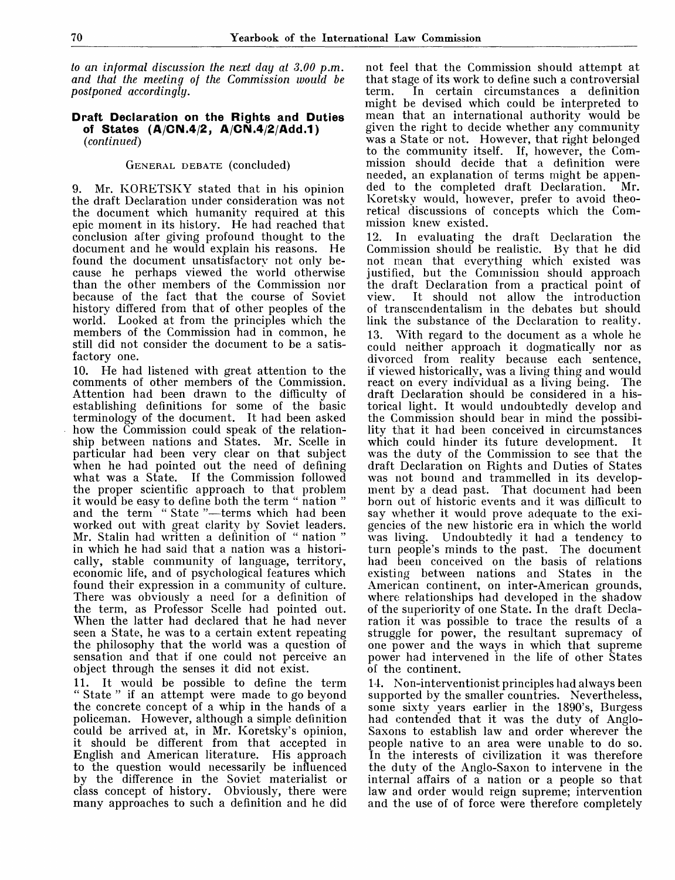*to an informal discussion the next day at 3.00 p.m. and that the meeting of the Commission would be postponed accordingly.*

## Draft Declaration on the Rights and Duties of States (A/CN.4/2, A/CN.4/2/Add.1) *(continued)*

GENERAL DEBATE (concluded)

9. Mr. KORETSKY stated that in his opinion the draft Declaration under consideration was not the document which humanity required at this epic moment in its history. He had reached that conclusion after giving profound thought to the document and he would explain his reasons. He found the document unsatisfactory not only because he perhaps viewed the world otherwise than the other members of the Commission nor because of the fact that the course of Soviet history differed from that of other peoples of the world. Looked at from the principles which the members of the Commission had in common, he still did not consider the document to be a satisfactory one.

10. He had listened with great attention to the comments of other members of the Commission. Attention had been drawn to the difficulty of establishing definitions for some of the basic terminology of the document. It had been asked how the Commission could speak of the relationship between nations and States. Mr. Scelle in particular had been very clear on that subject when he had pointed out the need of defining what was a State. If the Commission followed the proper scientific approach to that problem it would be easy to define both the term " nation " and the term " State "—terms which had been worked out with great clarity by Soviet leaders. Mr. Stalin had written a definition of " nation " in which he had said that a nation was a historically, stable community of language, territory, economic life, and of psychological features which found their expression in a community of culture. There was obviously a need for a definition of the term, as Professor Scelle had pointed out. When the latter had declared that he had never seen a State, he was to a certain extent repeating the philosophy that the world was a question of sensation and that if one could not perceive an object through the senses it did not exist.

11. It would be possible to define the term " State " if an attempt were made to go beyond the concrete concept of a whip in the hands of a policeman. However, although a simple definition could be arrived at, in Mr. Koretsky's opinion, it should be different from that accepted in English and American literature. His approach to the question would necessarily be influenced by the difference in the Soviet materialist or class concept of history. Obviously, there were many approaches to such a definition and he did not feel that the Commission should attempt at that stage of its work to define such a controversial term. In certain circumstances a definition might be devised which could be interpreted to mean that an international authority would be given the right to decide whether any community was a State or not. However, that right belonged to the community itself. If, however, the Commission should decide that a definition were needed, an explanation of terms might be appended to the completed draft Declaration. Mr. Koretsky would, however, prefer to avoid theoretical discussions of concepts which the Commission knew existed.

12. In evaluating the draft Declaration the Commission should be realistic. By that he did not mean that everything which existed was justified, but the Commission should approach the draft Declaration from a practical point of view. It should not allow the introduction of transcendentalism in the debates but should link the substance of the Declaration to reality.

13. With regard to the document as a whole he could neither approach it dogmatically nor as divorced from reality because each sentence, if viewed historically, was a living thing and would react on every individual as a living being. The draft Declaration should be considered in a historical light. It would undoubtedly develop and the Commission should bear in mind the possibility that it had been conceived in circumstances which could hinder its future development. It was the duty of the Commission to see that the draft Declaration on Rights and Duties of States was not bound and trammelled in its development by a dead past. That document had been born out of historic events and it was difficult to say whether it would prove adequate to the exigencies of the new historic era in which the world was living. Undoubtedly it had a tendency to turn people's minds to the past. The document had been conceived on the basis of relations existing between nations and States in the American continent, on inter-American grounds, where relationships had developed in the shadow of the superiority of one State. In the draft Declaration it was possible to trace the results of a struggle for power, the resultant supremacy of one power and the ways in which that supreme power had intervened in the life of other States of the continent.

14. Non-interventionist principles had always been supported by the smaller countries. Nevertheless, some sixty years earlier in the 1890's, Burgess had contended that it was the duty of Anglo-Saxons to establish law and order wherever the people native to an area were unable to do so. In the interests of civilization it was therefore the duty of the Anglo-Saxon to intervene in the internal affairs of a nation or a people so that law and order would reign supreme; intervention and the use of of force were therefore completely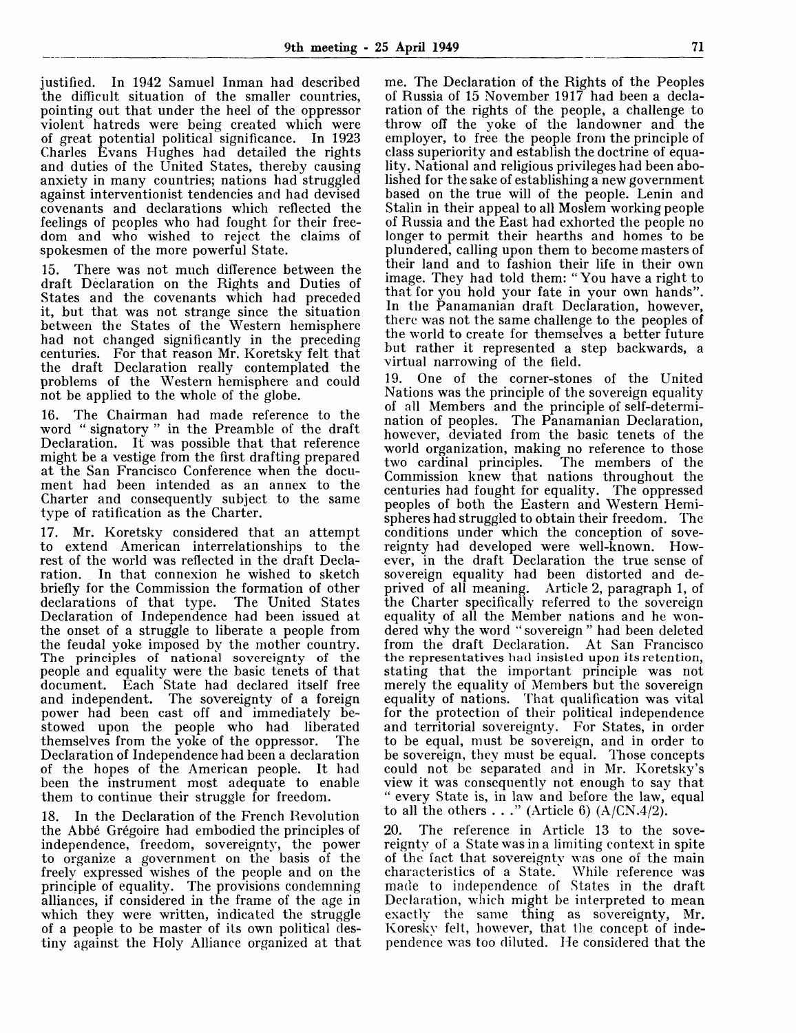justified. In 1942 Samuel Inman had described the difficult situation of the smaller countries, pointing out that under the heel of the oppressor violent hatreds were being created which were of great potential political significance. In 1923 Charles Evans Hughes had detailed the rights and duties of the United States, thereby causing anxiety in many countries; nations had struggled against interventionist tendencies and had devised covenants and declarations which reflected the feelings of peoples who had fought for their freedom and who wished to reject the claims of spokesmen of the more powerful State.

15. There was not much difference between the draft Declaration on the Rights and Duties of States and the covenants which had preceded it, but that was not strange since the situation between the States of the Western hemisphere had not changed significantly in the preceding centuries. For that reason Mr. Koretsky felt that the draft Declaration really contemplated the problems of the Western hemisphere and could not be applied to the whole of the globe.

16. The Chairman had made reference to the word " signatory " in the Preamble of the draft Declaration. It was possible that that reference might be a vestige from the first drafting prepared at the San Francisco Conference when the document had been intended as an annex to the Charter and consequently subject to the same type of ratification as the Charter.

17. Mr. Koretsky considered that an attempt to extend American interrelationships to the rest of the world was reflected in the draft Declaration. In that connexion he wished to sketch briefly for the Commission the formation of other declarations of that type. The United States Declaration of Independence had been issued at the onset of a struggle to liberate a people from the feudal yoke imposed by the mother country. The principles of national sovereignty of the people and equality were the basic tenets of that document. Each State had declared itself free and independent. The sovereignty of a foreign power had been cast off and immediately bestowed upon the people who had liberated themselves from the yoke of the oppressor. The Declaration of Independence had been a declaration of the hopes of the American people. It had been the instrument most adequate to enable them to continue their struggle for freedom.

18. In the Declaration of the French Revolution the Abbé Grégoire had embodied the principles of independence, freedom, sovereignty, the power to organize a government on the basis of the freely expressed wishes of the people and on the principle of equality. The provisions condemning alliances, if considered in the frame of the age in which they were written, indicated the struggle of a people to be master of its own political destiny against the Holy Alliance organized at that time. The Declaration of the Rights of the Peoples of Russia of 15 November 1917 had been a declaration of the rights of the people, a challenge to throw off the yoke of the landowner and the employer, to free the people from the principle of class superiority and establish the doctrine of equality. National and religious privileges had been abolished for the sake of establishing a new government based on the true will of the people. Lenin and Stalin in their appeal to all Moslem working people of Russia and the East had exhorted the people no longer to permit their hearths and homes to be plundered, calling upon them to become masters of their land and to fashion their life in their own image. They had told them: "You have a right to that for you hold your fate in your own hands". In the Panamanian draft Declaration, however, there was not the same challenge to the peoples of the world to create for themselves a better future but rather it represented a step backwards, a virtual narrowing of the field.

19. One of the corner-stones of the United Nations was the principle of the sovereign equality of all Members and the principle of self-determination of peoples. The Panamanian Declaration, however, deviated from the basic tenets of the world organization, making no reference to those two cardinal principles. The members of the Commission knew that nations throughout the centuries had fought for equality. The oppressed peoples of both the Eastern and Western Hemispheres had struggled to obtain their freedom. The conditions under which the conception of sovereignty had developed were well-known. However, in the draft Declaration the true sense of sovereign equality had been distorted and deprived of all meaning. Article 2, paragraph 1, of the Charter specifically referred to the sovereign equality of all the Member nations and he wondered why the word "sovereign" had been deleted from the draft Declaration. At San Francisco the representatives had insisted upon its retention, stating that the important principle was not merely the equality of Members but the sovereign equality of nations. That qualification was vital for the protection of their political independence and territorial sovereignty. For States, in order to be equal, must be sovereign, and in order to be sovereign, they must be equal. Those concepts could not be separated and in Mr. Koretsky's view it was consequently not enough to say that " every State is, in law and before the law, equal to all the others . . ." (Article 6) (A/CN.4/2).

20. The reference in Article 13 to the sovereignty of a State was in a limiting context in spite of the fact that sovereignty was one of the main characteristics of a State. While reference was made to independence of States in the draft Declaration, which might be interpreted to mean exactly the same thing as sovereignty, Mr. Koresky felt, however, that the concept of independence was too diluted. He considered that the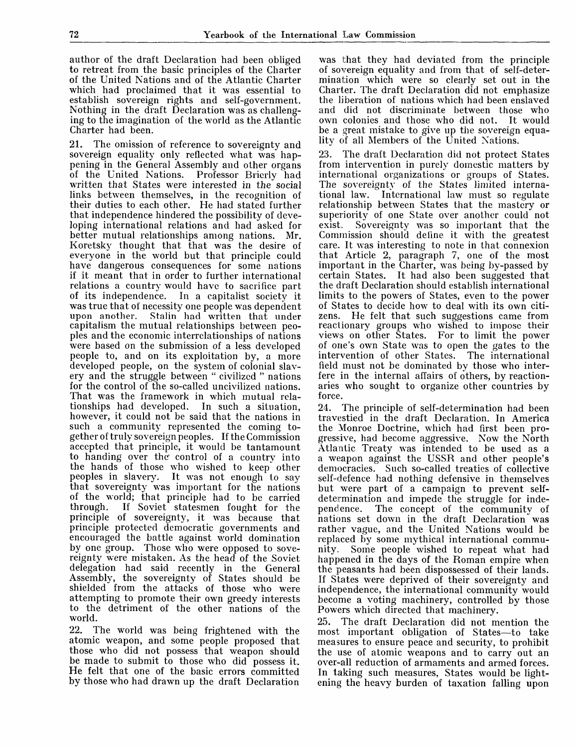author of the draft Declaration had been obliged to retreat from the basic principles of the Charter of the United Nations and of the Atlantic Charter which had proclaimed that it was essential to establish sovereign rights and self-government. Nothing in the draft Declaration was as challenging to the imagination of the world as the Atlantic Charter had been.

21. The omission of reference to sovereignty and sovereign equality only reflected what was happening in the General Assembly and other organs of the United Nations. Professor Brierly had written that States were interested in the social links between themselves, in the recognition of their duties to each other. He had stated further that independence hindered the possibility of developing international relations and had asked for better mutual relationships among nations. Mr. Koretsky thought that that was the desire of everyone in the world but that principle could have dangerous consequences for some nations if it meant that in order to further international relations a country would have to sacrifice part of its independence. In a capitalist society it was true that of necessity one people was dependent upon another. Stalin had written that under capitalism the mutual relationships between peoples and the economic interrelationships of nations were based on the submission of a less developed people to, and on its exploitation by, a more developed people, on the system of colonial slavery and the struggle between " civilized " nations for the control of the so-called uncivilized nations. That was the framework in which mutual relationships had developed. In such a situation, however, it could not be said that the nations in such a community represented the coming together of truly sovereign peoples. If the Commission accepted that principle, it would be tantamount to handing over the control of a country into the hands of those who wished to keep other peoples in slavery. It was not enough to say that sovereignty was important for the nations of the world; that principle had to be carried through. If Soviet statesmen fought for the principle of sovereignty, it was because that principle protected democratic governments and encouraged the battle against world domination by one group. Those who were opposed to sovereignty were mistaken. As the head of the Soviet delegation had said recently in the General Assembly, the sovereignty of States should be shielded from the attacks of those who were attempting to promote their own greedy interests to the detriment of the other nations of the world.

22. The world was being frightened with the atomic weapon, and some people proposed that those who did not possess that weapon should be made to submit to those who did possess it. He felt that one of the basic errors committed by those who had drawn up the draft Declaration was that they had deviated from the principle of sovereign equality and from that of self-determination which were so clearly set out in the Charter. The draft Declaration did not emphasize the liberation of nations which had been enslaved and did not discriminate between those who own colonies and those who did not. It would be a great mistake to give up the sovereign equality of all Members of the United Nations.

23. The draft Declaration did not protect States from intervention in purely domestic matters by international organizations or groups of States. The sovereignty of the States limited international law. International law must so regulate relationship between States that the mastery or superiority of one State over another could not exist. Sovereignty was so important that the Commission should define it with the greatest care. It was interesting to note in that connexion that Article 2, paragraph 7, one of the most important in the Charter, was being by-passed by certain States. It had also been suggested that the draft Declaration should establish international limits to the powers of States, even to the power of States to decide how to deal with its own citizens. He felt that such suggestions came from reactionary groups who wished to impose their views on other States. For to limit the power of one's own State was to open the gates to the intervention of other States. The international field must not be dominated by those who interfere in the internal affairs of others, by reactionaries who sought to organize other countries by force.

24. The principle of self-determination had been travestied in the draft Declaration. In America the Monroe Doctrine, which had first been progressive, had become aggressive. Now the North Atlantic Treaty was intended to be used as a a weapon against the USSR and other people's democracies. Such so-called treaties of collective self-defence had nothing defensive in themselves but were part of a campaign to prevent self-determination and impede the struggle for independence. The concept of the community of nations set down in the draft Declaration was rather vague, and the United Nations would be replaced by some mythical international community. Some people wished to repeat what had happened in the days of the Roman empire when the peasants had been dispossessed of their lands. If States were deprived of their sovereignty and independence, the international community would become a voting machinery, controlled by those Powers which directed that machinery.

25. The draft Declaration did not mention the most important obligation of States—to take measures to ensure peace and security, to prohibit the use of atomic weapons and to carry out an over-all reduction of armaments and armed forces. In taking such measures, States would be lightening the heavy burden of taxation falling upon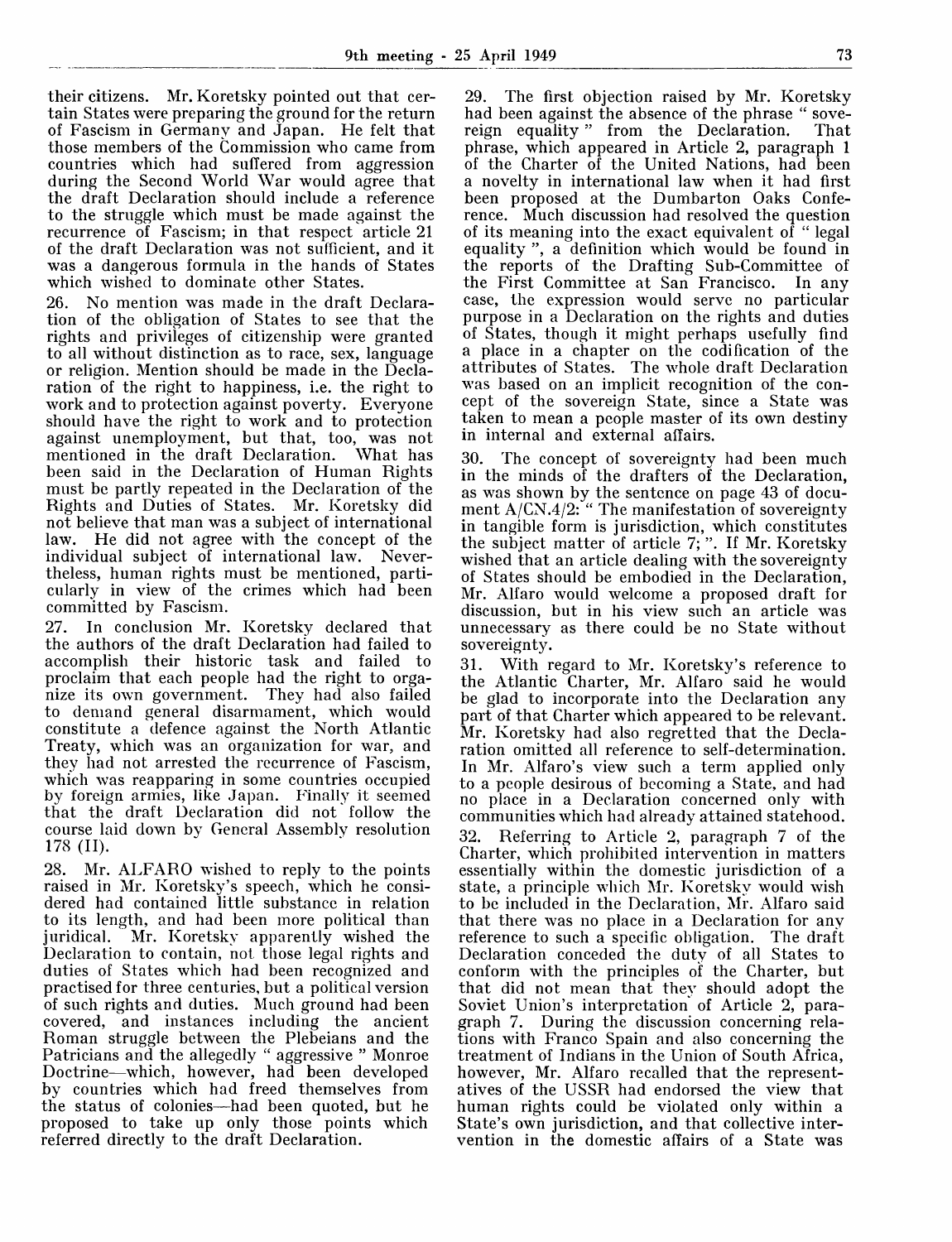their citizens. Mr. Koretsky pointed out that certain States were preparing the ground for the return of Fascism in Germany and Japan. He felt that those members of the Commission who came from countries which had suffered from aggression during the Second World War would agree that the draft Declaration should include a reference to the struggle which must be made against the recurrence of Fascism; in that respect article 21 of the draft Declaration was not sufficient, and it was a dangerous formula in the hands of States which wished to dominate other States.

26. No mention was made in the draft Declaration of the obligation of States to see that the rights and privileges of citizenship were granted to all without distinction as to race, sex, language or religion. Mention should be made in the Declaration of the right to happiness, i.e. the right to work and to protection against poverty. Everyone should have the right to work and to protection against unemployment, but that, too, was not mentioned in the draft Declaration. What has been said in the Declaration of Human Rights must be partly repeated in the Declaration of the Rights and Duties of States. Mr. Koretsky did not believe that man was a subject of international law. He did not agree with the concept of the individual subject of international law. Nevertheless, human rights must be mentioned, particularly in view of the crimes which had been committed by Fascism.

27. In conclusion Mr. Koretsky declared that the authors of the draft Declaration had failed to accomplish their historic task and failed to proclaim that each people had the right to organize its own government. They had also failed to demand general disarmament, which would constitute a defence against the North Atlantic Treaty, which was an organization for war, and they had not arrested the recurrence of Fascism, which was reapparing in some countries occupied by foreign armies, like Japan. Finally it seemed that the draft Declaration did not follow the course laid down by General Assembly resolution 178 (II).

28. Mr. ALFARO wished to reply to the points raised in Mr. Koretsky's speech, which he considered had contained little substance in relation to its length, and had been more political than juridical. Mr. Koretsky apparently wished the Declaration to contain, not those legal rights and duties of States which had been recognized and practised for three centuries, but a political version of such rights and duties. Much ground had been covered, and instances including the ancient Roman struggle between the Plebeians and the Patricians and the allegedly " aggressive " Monroe Doctrine—which, however, had been developed by countries which had freed themselves from the status of colonies—had been quoted, but he proposed to take up only those points which referred directly to the draft Declaration.

29. The first objection raised by Mr. Koretsky had been against the absence of the phrase " sovereign equality " from the Declaration. That phrase, which appeared in Article 2, paragraph 1 of the Charter of the United Nations, had been a novelty in international law when it had first been proposed at the Dumbarton Oaks Conference. Much discussion had resolved the question of its meaning into the exact equivalent of " legal equality ", a definition which would be found in the reports of the Drafting Sub-Committee of the First Committee at San Francisco. In any case, the expression would serve no particular purpose in a Declaration on the rights and duties of States, though it might perhaps usefully find a place in a chapter on the codification of the attributes of States. The whole draft Declaration was based on an implicit recognition of the concept of the sovereign State, since a State was taken to mean a people master of its own destiny in internal and external affairs.

30. The concept of sovereignty had been much in the minds of the drafters of the Declaration, as was shown by the sentence on page 43 of document A/CN.4/2: " The manifestation of sovereignty in tangible form is jurisdiction, which constitutes the subject matter of article 7; ". If Mr. Koretsky wished that an article dealing with the sovereignty of States should be embodied in the Declaration, Mr. Alfaro would welcome a proposed draft for discussion, but in his view such an article was unnecessary as there could be no State without sovereignty.

31. With regard to Mr. Koretsky's reference to the Atlantic Charter, Mr. Alfaro said he would be glad to incorporate into the Declaration any part of that Charter which appeared to be relevant. Mr. Koretsky had also regretted that the Declaration omitted all reference to self-determination. In Mr. Alfaro's view such a term applied only to a people desirous of becoming a State, and had no place in a Declaration concerned only with communities which had already attained statehood.

32. Referring to Article 2, paragraph 7 of the Charter, which prohibited intervention in matters essentially within the domestic jurisdiction of a state, a principle which Mr. Koretsky would wish to be included in the Declaration, Mr. Alfaro said that there was no place in a Declaration for any reference to such a specific obligation. The draft Declaration conceded the duty of all States to conform with the principles of the Charter, but that did not mean that they should adopt the Soviet Union's interpretation of Article 2, paragraph 7. During the discussion concerning relations with Franco Spain and also concerning the treatment of Indians in the Union of South Africa, however, Mr. Alfaro recalled that the representatives of the USSR had endorsed the view that human rights could be violated only within a State's own jurisdiction, and that collective intervention in the domestic affairs of a State was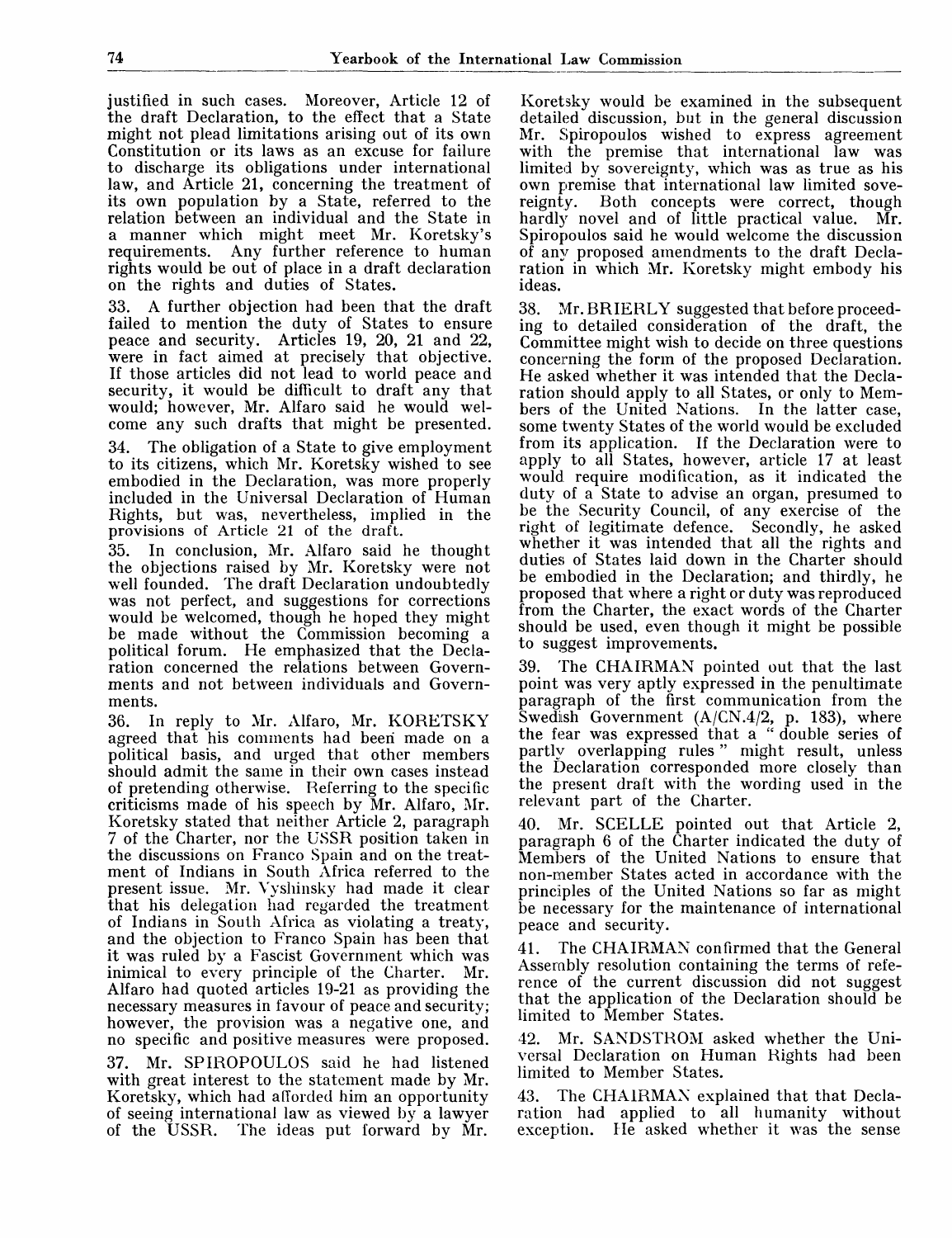justified in such cases. Moreover, Article 12 of the draft Declaration, to the effect that a State might not plead limitations arising out of its own Constitution or its laws as an excuse for failure to discharge its obligations under international law, and Article 21, concerning the treatment of its own population by a State, referred to the relation between an individual and the State in a manner which might meet Mr. Koretsky's requirements. Any further reference to human rights would be out of place in a draft declaration on the rights and duties of States.

33. A further objection had been that the draft failed to mention the duty of States to ensure peace and security. Articles 19, 20, 21 and 22, were in fact aimed at precisely that objective. If those articles did not lead to world peace and security, it would be difficult to draft any that would; however, Mr. Alfaro said he would welcome any such drafts that might be presented.

34. The obligation of a State to give employment to its citizens, which Mr. Koretsky wished to see embodied in the Declaration, was more properly included in the Universal Declaration of Human Rights, but was, nevertheless, implied in the provisions of Article 21 of the draft.

35. In conclusion, Mr. Alfaro said he thought the objections raised by Mr. Koretsky were not well founded. The draft Declaration undoubtedly was not perfect, and suggestions for corrections would be welcomed, though he hoped they might be made without the Commission becoming a political forum. He emphasized that the Declaration concerned the relations between Governments and not between individuals and Governments.

36. In reply to Mr. Alfaro, Mr. KORETSKY agreed that his comments had been made on a political basis, and urged that other members should admit the same in their own cases instead of pretending otherwise. Referring to the specific criticisms made of his speech by Mr. Alfaro, Mr. Koretsky stated that neither Article 2, paragraph 7 of the Charter, nor the USSR position taken in the discussions on Franco Spain and on the treatment of Indians in South Africa referred to the present issue. Mr. Vyshinsky had made it clear that his delegation had regarded the treatment of Indians in South Africa as violating a treaty, and the objection to Franco Spain has been that it was ruled by a Fascist Government which was inimical to every principle of the Charter. Mr. Alfaro had quoted articles 19-21 as providing the necessary measures in favour of peace and security; however, the provision was a negative one, and no specific and positive measures were proposed.

37. Mr. SPIROPOULOS said he had listened with great interest to the statement made by Mr. Koretsky, which had afforded him an opportunity of seeing international law as viewed by a lawyer of the USSR. The ideas put forward by Mr. Koretsky would be examined in the subsequent detailed discussion, but in the general discussion Mr. Spiropoulos wished to express agreement with the premise that international law was limited by sovereignty, which was as true as his own premise that international law limited sovereignty. Both concepts were correct, though hardly novel and of little practical value. Mr. Spiropoulos said he would welcome the discussion of any proposed amendments to the draft Declaration in which Mr. Koretsky might embody his ideas.

38. Mr. BRIERLY suggested that before proceeding to detailed consideration of the draft, the Committee might wish to decide on three questions concerning the form of the proposed Declaration. He asked whether it was intended that the Declaration should apply to all States, or only to Members of the United Nations. In the latter case, some twenty States of the world would be excluded from its application. If the Declaration were to apply to all States, however, article 17 at least would require modification, as it indicated the duty of a State to advise an organ, presumed to be the Security Council, of any exercise of the right of legitimate defence. Secondly, he asked whether it was intended that all the rights and duties of States laid down in the Charter should be embodied in the Declaration; and thirdly, he proposed that where a right or duty was reproduced from the Charter, the exact words of the Charter should be used, even though it might be possible to suggest improvements.

39. The CHAIRMAN pointed out that the last point was very aptly expressed in the penultimate paragraph of the first communication from the Swedish Government (A/CN.4/2, p. 183), where the fear was expressed that a "double series of partly overlapping rules" might result, unless the Declaration corresponded more closely than the present draft with the wording used in the relevant part of the Charter.

40. Mr. SCELLE pointed out that Article 2, paragraph 6 of the Charter indicated the duty of Members of the United Nations to ensure that non-member States acted in accordance with the principles of the United Nations so far as might be necessary for the maintenance of international peace and security.

41. The CHAIRMAN confirmed that the General Assembly resolution containing the terms of reference of the current discussion did not suggest that the application of the Declaration should be limited to Member States.

42. Mr. SANDSTROM asked whether the Universal Declaration on Human Rights had been limited to Member States.

43. The CHAIRMAN explained that that Declaration had applied to all humanity without exception. He asked whether it was the sense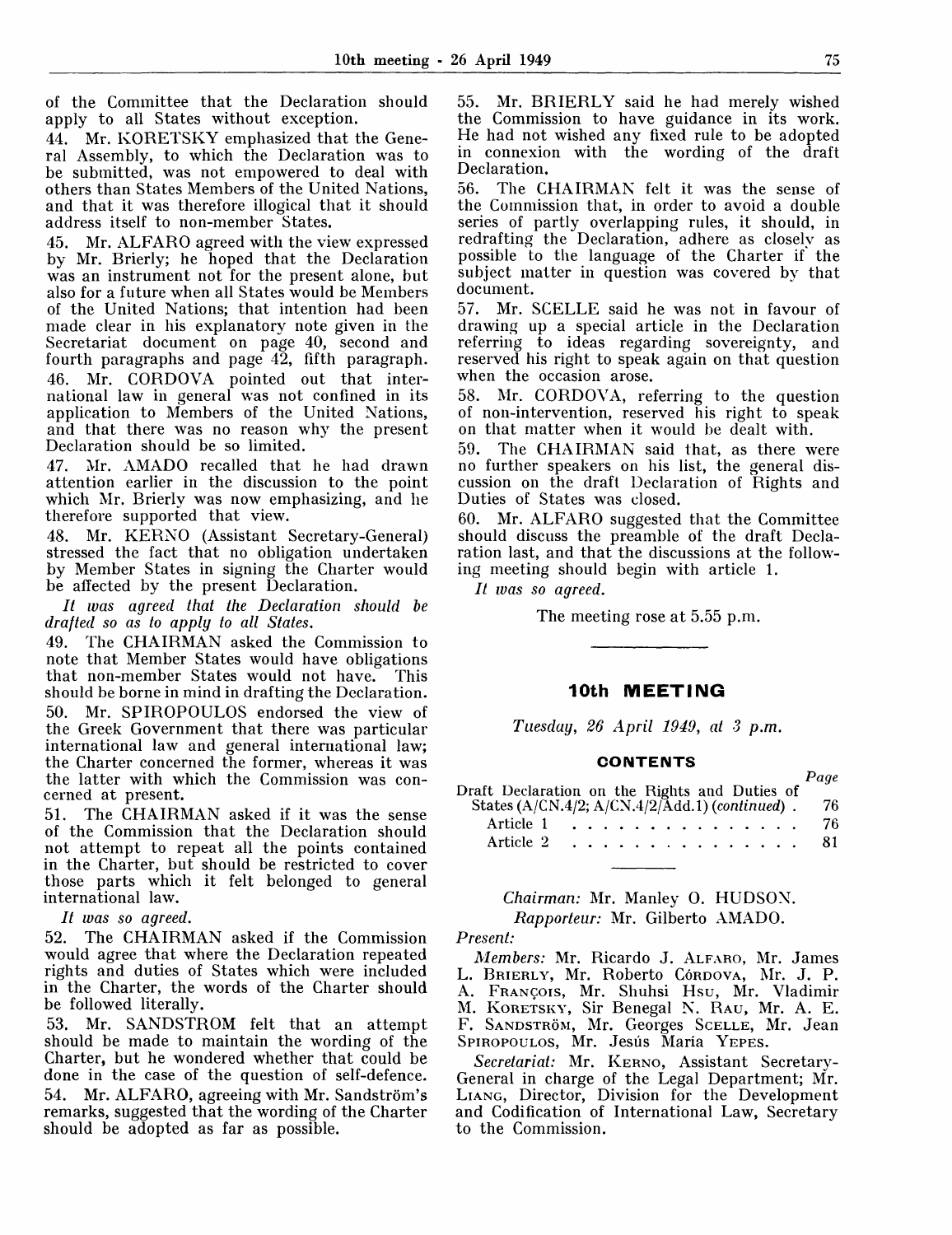of the Committee that the Declaration should apply to all States without exception.

44. Mr. KORETSKY emphasized that the General Assembly, to which the Declaration was to be submitted, was not empowered to deal with others than States Members of the United Nations, and that it was therefore illogical that it should address itself to non-member States.

45. Mr. ALFARO agreed with the view expressed by Mr. Brierly; he hoped that the Declaration was an instrument not for the present alone, but also for a future when all States would be Members of the United Nations; that intention had been made clear in his explanatory note given in the Secretariat document on page 40, second and fourth paragraphs and page 42, fifth paragraph.

46. Mr. CORDOVA pointed out that international law in general was not confined in its application to Members of the United Nations, and that there was no reason why the present Declaration should be so limited.

47. Mr. AMADO recalled that he had drawn attention earlier in the discussion to the point which Mr. Brierly was now emphasizing, and he therefore supported that view.

48. Mr. KERNO (Assistant Secretary-General) stressed the fact that no obligation undertaken by Member States in signing the Charter would be affected by the present Declaration.

*It was agreed that the Declaration should be drafted so as to apply to all States.*

49. The CHAIRMAN asked the Commission to note that Member States would have obligations that non-member States would not have. This should be borne in mind in drafting the Declaration.

50. Mr. SPIROPOULOS endorsed the view of the Greek Government that there was particular international law and general international law; the Charter concerned the former, whereas it was the latter with which the Commission was concerned at present.

51. The CHAIRMAN asked if it was the sense of the Commission that the Declaration should not attempt to repeat all the points contained in the Charter, but should be restricted to cover those parts which it felt belonged to general international law.

*It was so agreed.*

52. The CHAIRMAN asked if the Commission would agree that where the Declaration repeated rights and duties of States which were included in the Charter, the words of the Charter should be followed literally.

53. Mr. SANDSTROM felt that an attempt should be made to maintain the wording of the Charter, but he wondered whether that could be done in the case of the question of self-defence.

54. Mr. ALFARO, agreeing with Mr. Sandström's remarks, suggested that the wording of the Charter should be adopted as far as possible.

55. Mr. BRIERLY said he had merely wished the Commission to have guidance in its work. He had not wished any fixed rule to be adopted in connexion with the wording of the draft Declaration.

56. The CHAIRMAN felt it was the sense of the Commission that, in order to avoid a double series of partly overlapping rules, it should, in redrafting the Declaration, adhere as closely as possible to the language of the Charter if the subject matter in question was covered by that document.

57. Mr. SCELLE said he was not in favour of drawing up a special article in the Declaration referring to ideas regarding sovereignty, and reserved his right to speak again on that question when the occasion arose.

58. Mr. CORDOVA, referring to the question of non-intervention, reserved his right to speak on that matter when it would be dealt with.

59. The CHAIRMAN said that, as there were no further speakers on his list, the general discussion on the draft Declaration of Rights and Duties of States was closed.

60. Mr. ALFARO suggested that the Committee should discuss the preamble of the draft Declaration last, and that the discussions at the following meeting should begin with article 1.

*It was so agreed.*

The meeting rose at 5.55 p.m.

## 10th MEETING

*Tuesday, 26 April 1949, at 3 p.m.*

### CONTENTS

| | *Page* |
|---|---|
| Draft Declaration on the Rights and Duties of States (A/CN.4/2; A/CN.4/2/Add.1) (*continued*) . | 76 |
| Article 1 . . . . . . . . . . . . . . . | 76 |
| Article 2 . . . . . . . . . . . . . . . | 81 |

*Chairman:* Mr. Manley O. HUDSON.
*Rapporteur:* Mr. Gilberto AMADO.

*Present:*

*Members:* Mr. Ricardo J. ALFARO, Mr. James L. BRIERLY, Mr. Roberto CÓRDOVA, Mr. J. P. A. FRANÇOIS, Mr. Shuhsi HSU, Mr. Vladimir M. KORETSKY, Sir Benegal N. RAU, Mr. A. E. F. SANDSTRÖM, Mr. Georges SCELLE, Mr. Jean SPIROPOULOS, Mr. Jesús María YEPES.

*Secretariat:* Mr. KERNO, Assistant Secretary-General in charge of the Legal Department; Mr. LIANG, Director, Division for the Development and Codification of International Law, Secretary to the Commission.